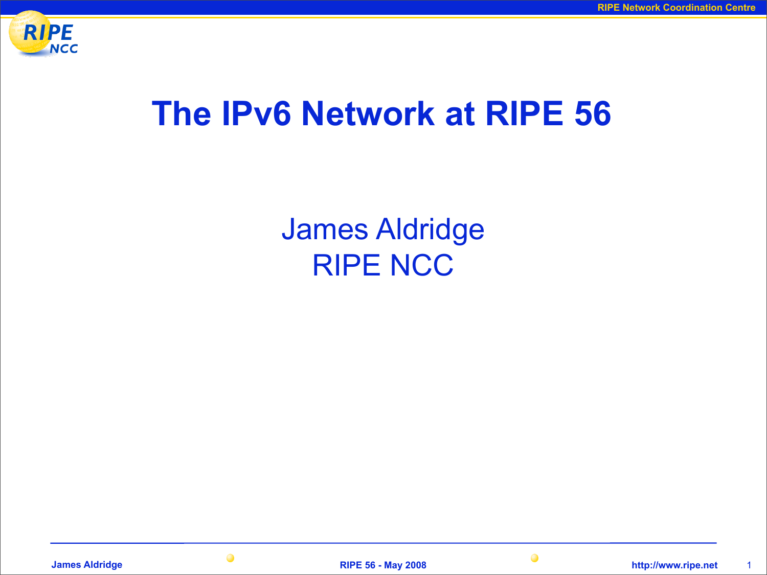# The IPv6 Network at RIPE 56

James Aldridge
RIPE NCC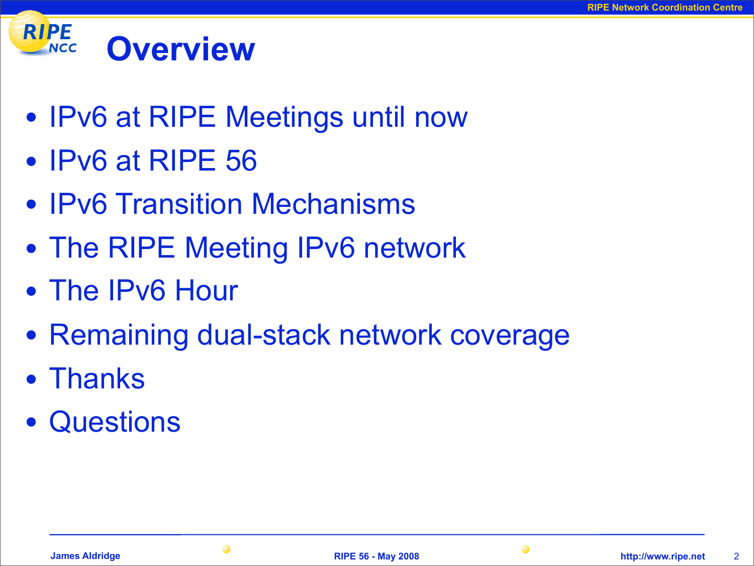# Overview

- IPv6 at RIPE Meetings until now
- IPv6 at RIPE 56
- IPv6 Transition Mechanisms
- The RIPE Meeting IPv6 network
- The IPv6 Hour
- Remaining dual-stack network coverage
- Thanks
- Questions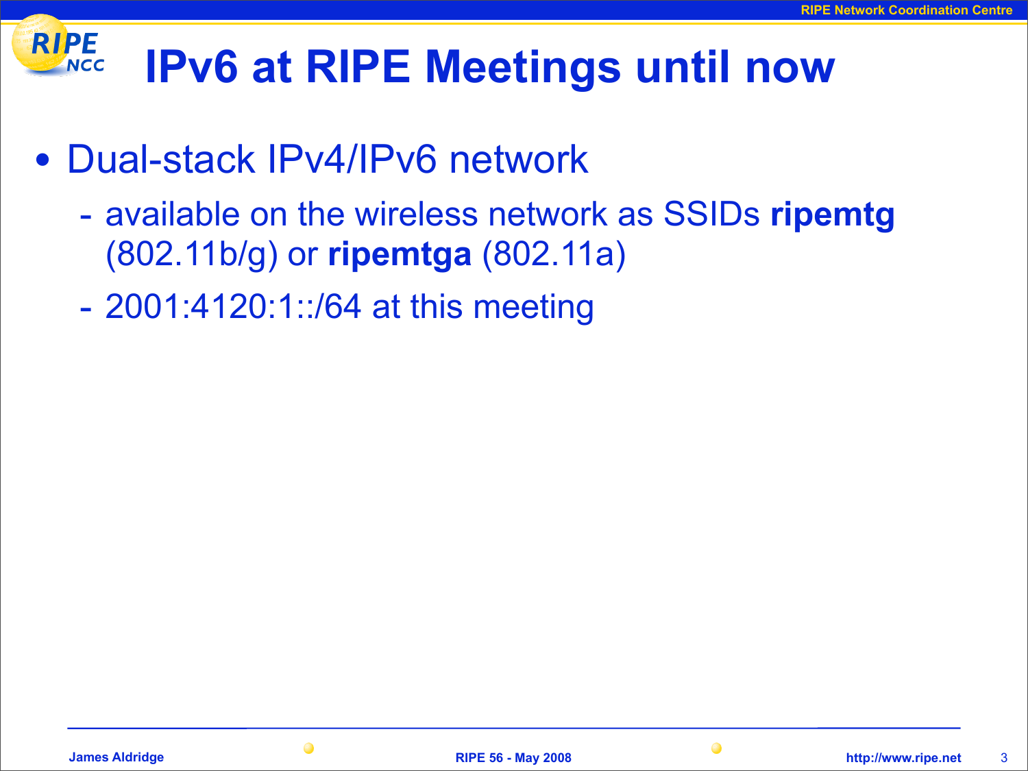# IPv6 at RIPE Meetings until now

- Dual-stack IPv4/IPv6 network
  - available on the wireless network as SSIDs **ripemtg** (802.11b/g) or **ripemtga** (802.11a)
  - 2001:4120:1::/64 at this meeting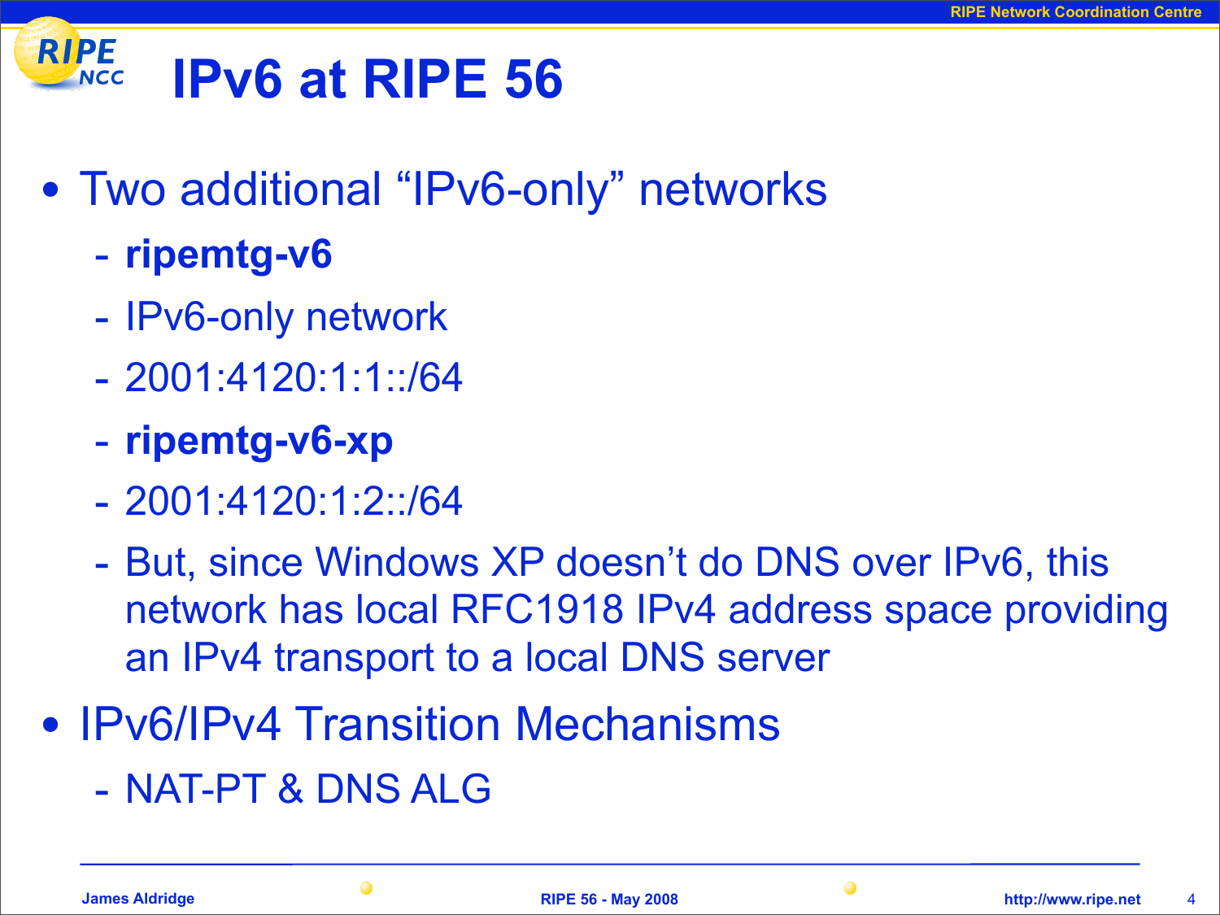# IPv6 at RIPE 56

- Two additional “IPv6-only” networks
  - **ripemtg-v6**
  - IPv6-only network
  - 2001:4120:1:1::/64
  - **ripemtg-v6-xp**
  - 2001:4120:1:2::/64
  - But, since Windows XP doesn’t do DNS over IPv6, this network has local RFC1918 IPv4 address space providing an IPv4 transport to a local DNS server
- IPv6/IPv4 Transition Mechanisms
  - NAT-PT & DNS ALG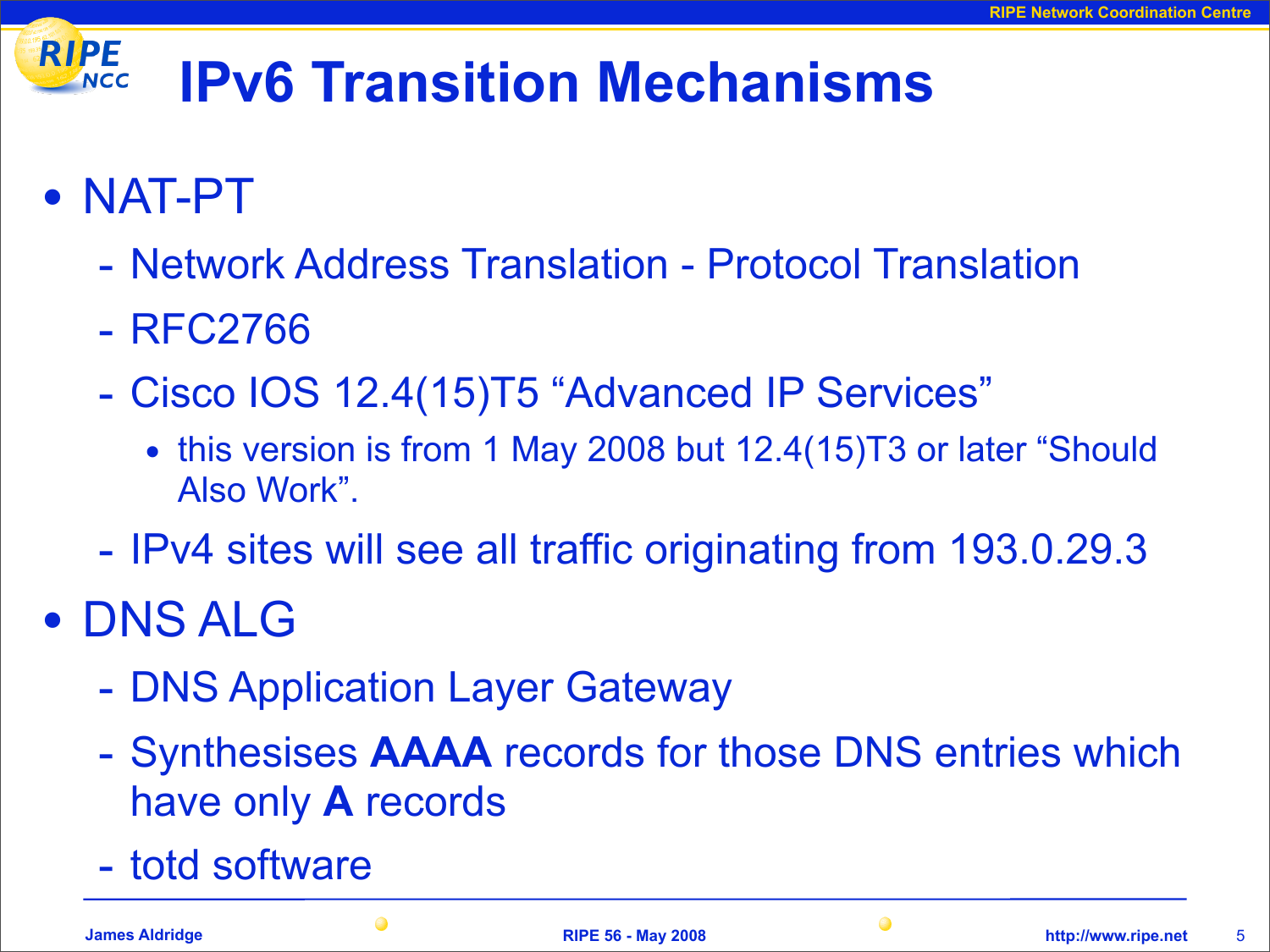# IPv6 Transition Mechanisms

- NAT-PT
  - Network Address Translation - Protocol Translation
  - RFC2766
  - Cisco IOS 12.4(15)T5 “Advanced IP Services”
    - this version is from 1 May 2008 but 12.4(15)T3 or later “Should Also Work”.
  - IPv4 sites will see all traffic originating from 193.0.29.3
- DNS ALG
  - DNS Application Layer Gateway
  - Synthesises **AAAA** records for those DNS entries which have only **A** records
  - totd software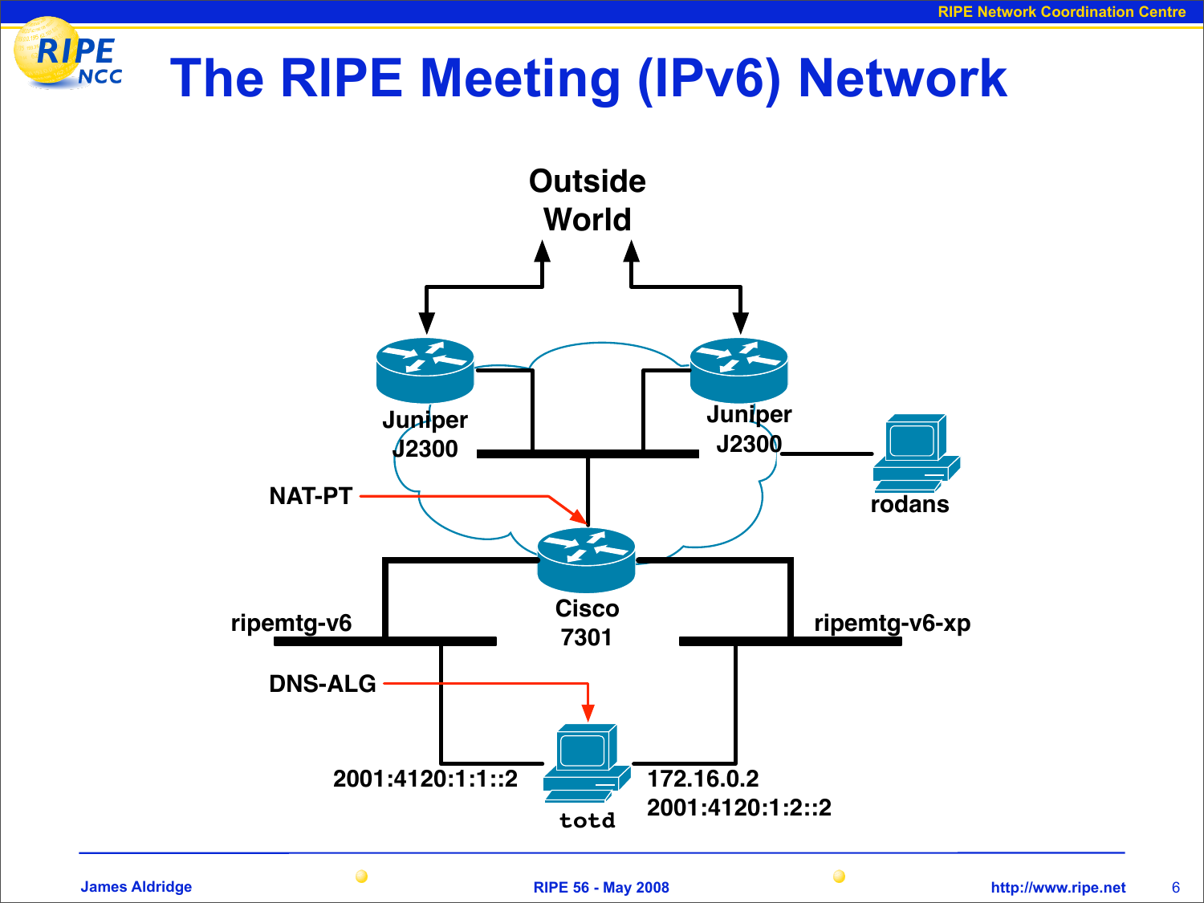# The RIPE Meeting (IPv6) Network

Outside World

Juniper J2300

Juniper J2300

rodans

NAT-PT

Cisco 7301

ripemtg-v6

ripemtg-v6-xp

DNS-ALG

2001:4120:1:1::2

totd

172.16.0.2
2001:4120:1:2::2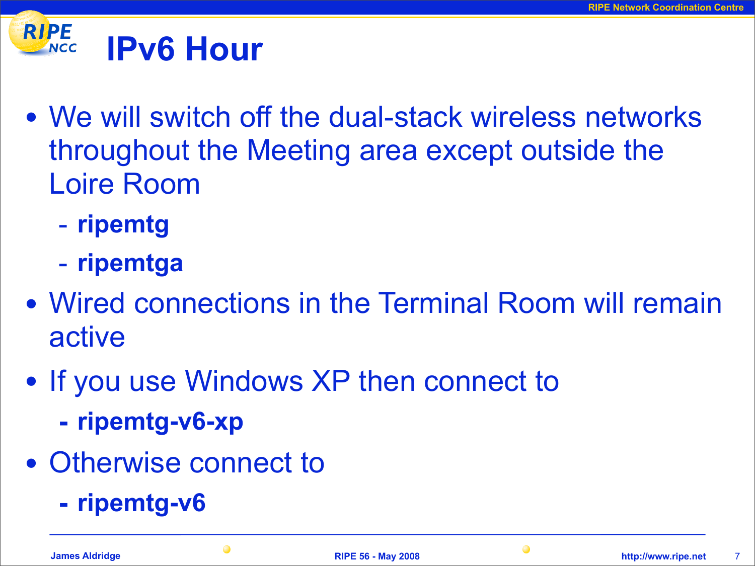# IPv6 Hour

- We will switch off the dual-stack wireless networks throughout the Meeting area except outside the Loire Room
  - **ripemtg**
  - **ripemtga**
- Wired connections in the Terminal Room will remain active
- If you use Windows XP then connect to
  - **ripemtg-v6-xp**
- Otherwise connect to
  - **ripemtg-v6**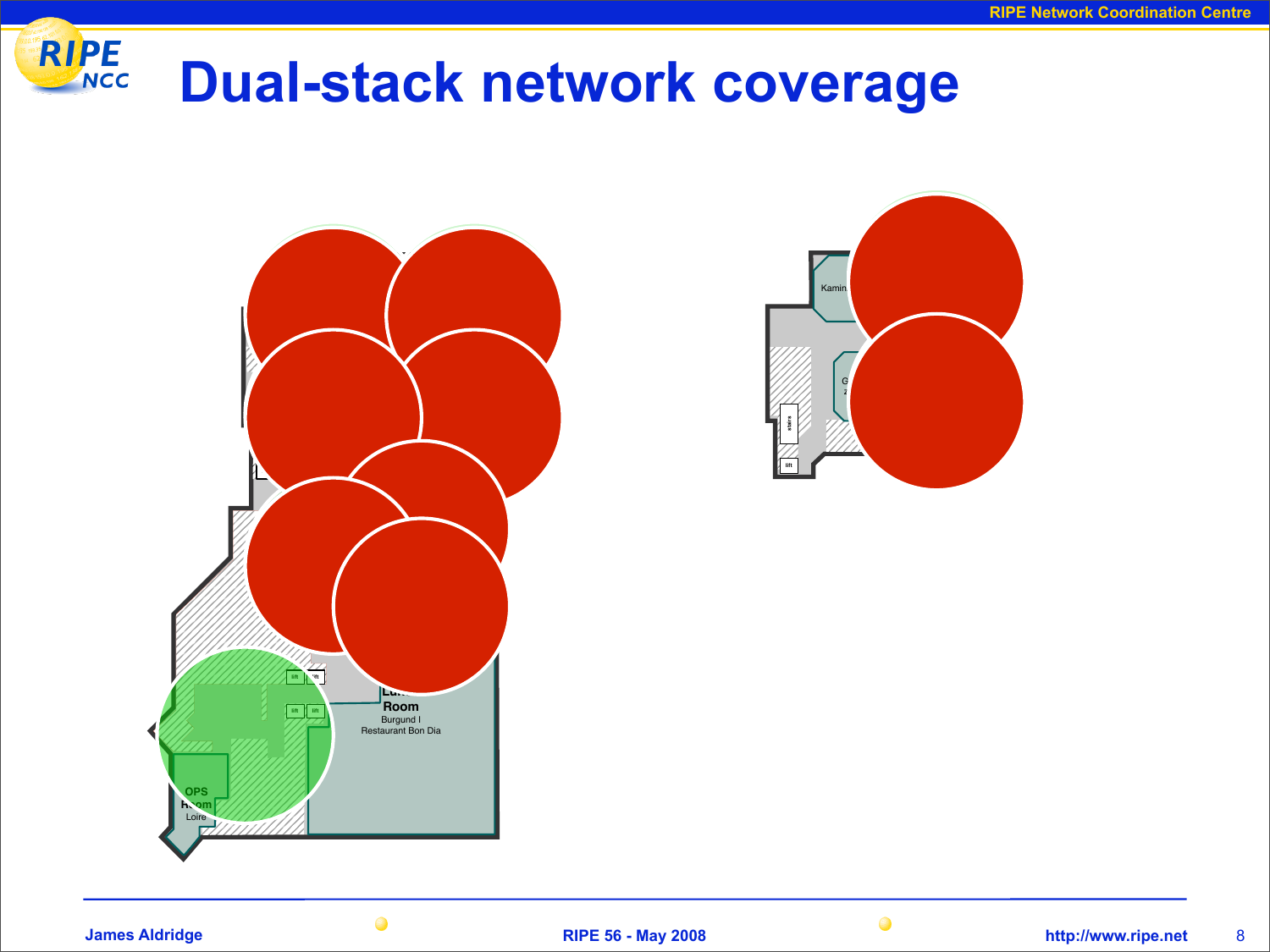# Dual-stack network coverage

Kamin

OPS Room Loire

Room Burgund I Restaurant Bon Dia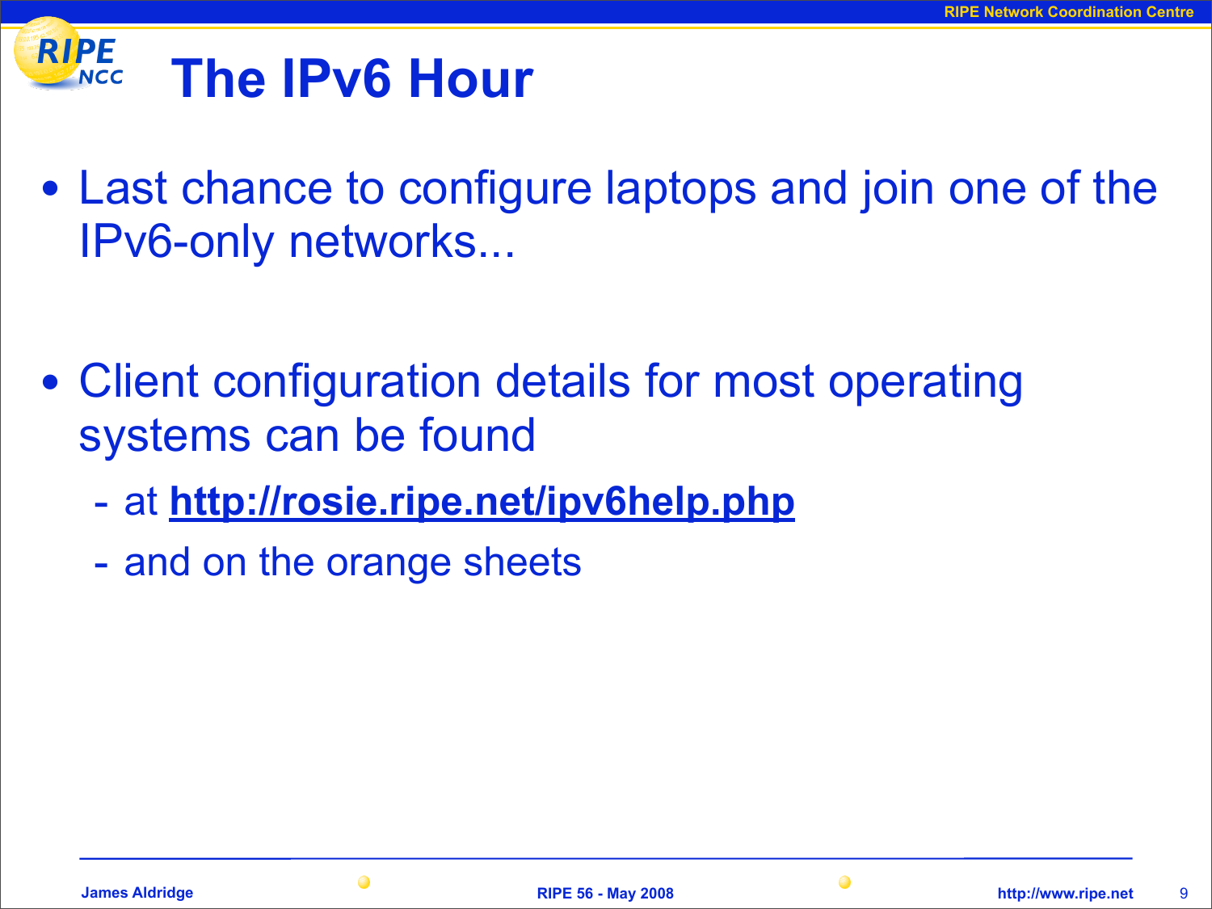# The IPv6 Hour

- Last chance to configure laptops and join one of the IPv6-only networks...

- Client configuration details for most operating systems can be found
  - at **http://rosie.ripe.net/ipv6help.php**
  - and on the orange sheets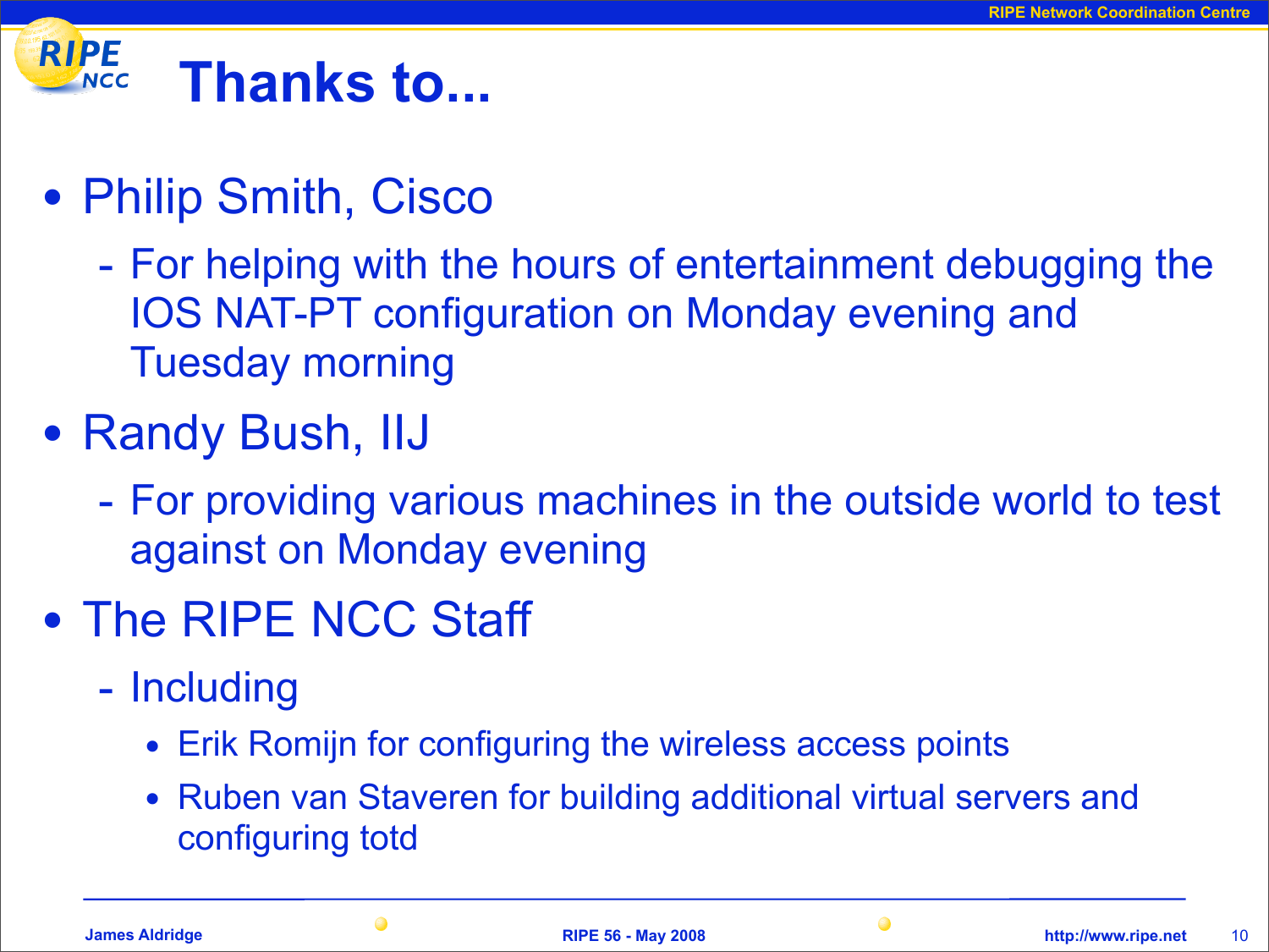# Thanks to...

- Philip Smith, Cisco
  - For helping with the hours of entertainment debugging the IOS NAT-PT configuration on Monday evening and Tuesday morning
- Randy Bush, IIJ
  - For providing various machines in the outside world to test against on Monday evening
- The RIPE NCC Staff
  - Including
    - Erik Romijn for configuring the wireless access points
    - Ruben van Staveren for building additional virtual servers and configuring totd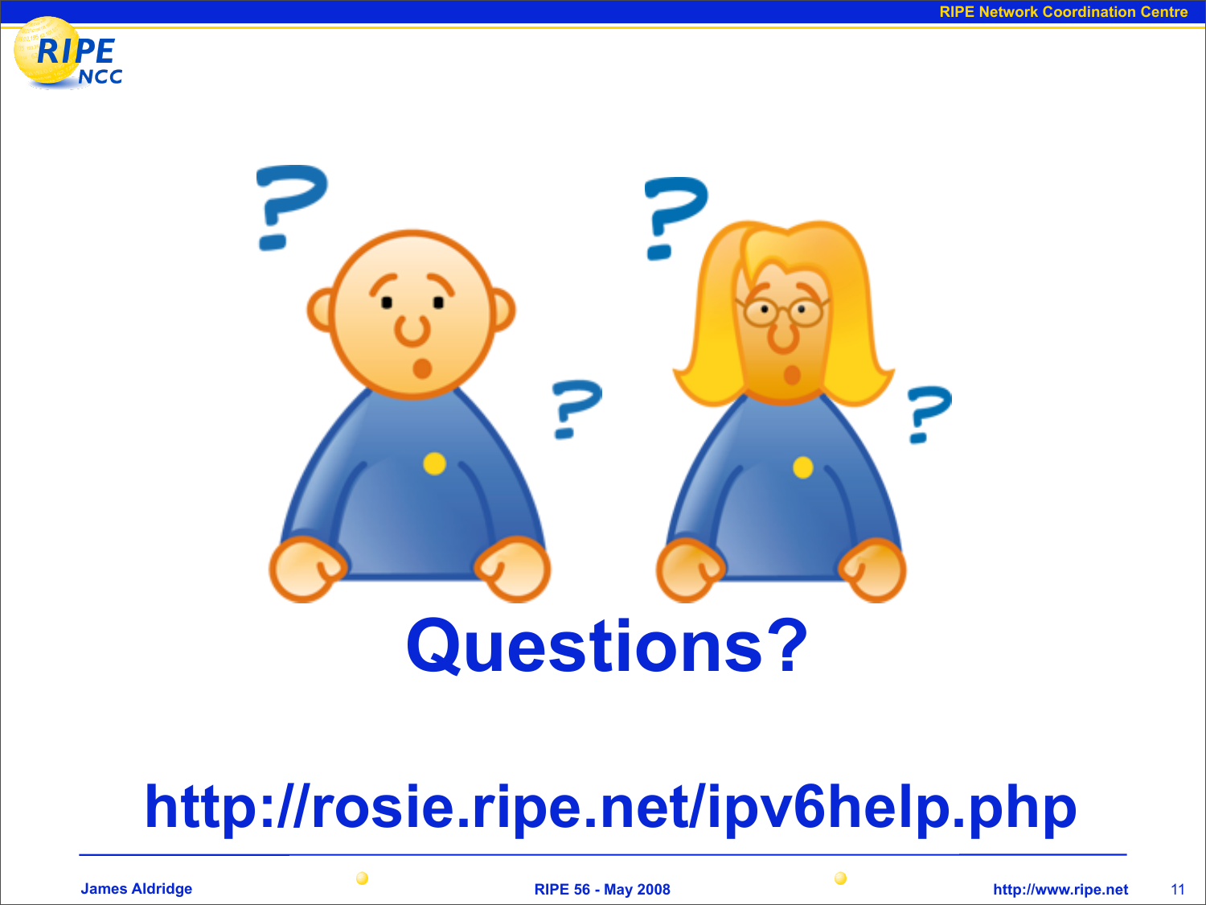# Questions?

http://rosie.ripe.net/ipv6help.php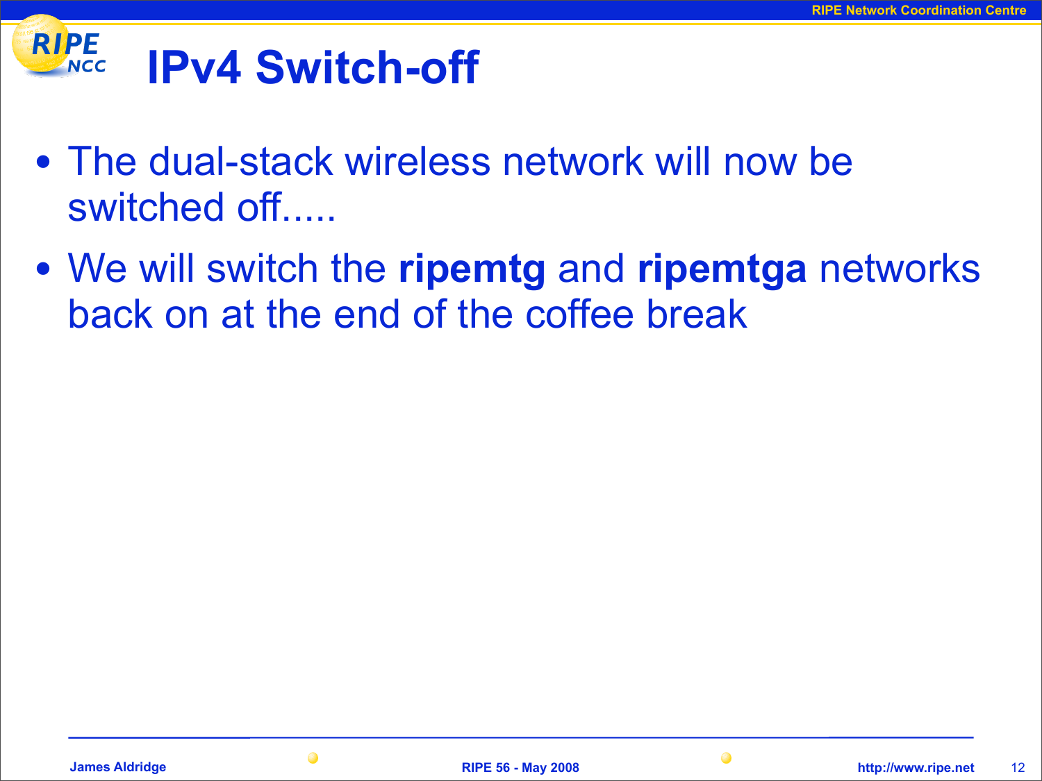# IPv4 Switch-off

- The dual-stack wireless network will now be switched off.....
- We will switch the **ripemtg** and **ripemtga** networks back on at the end of the coffee break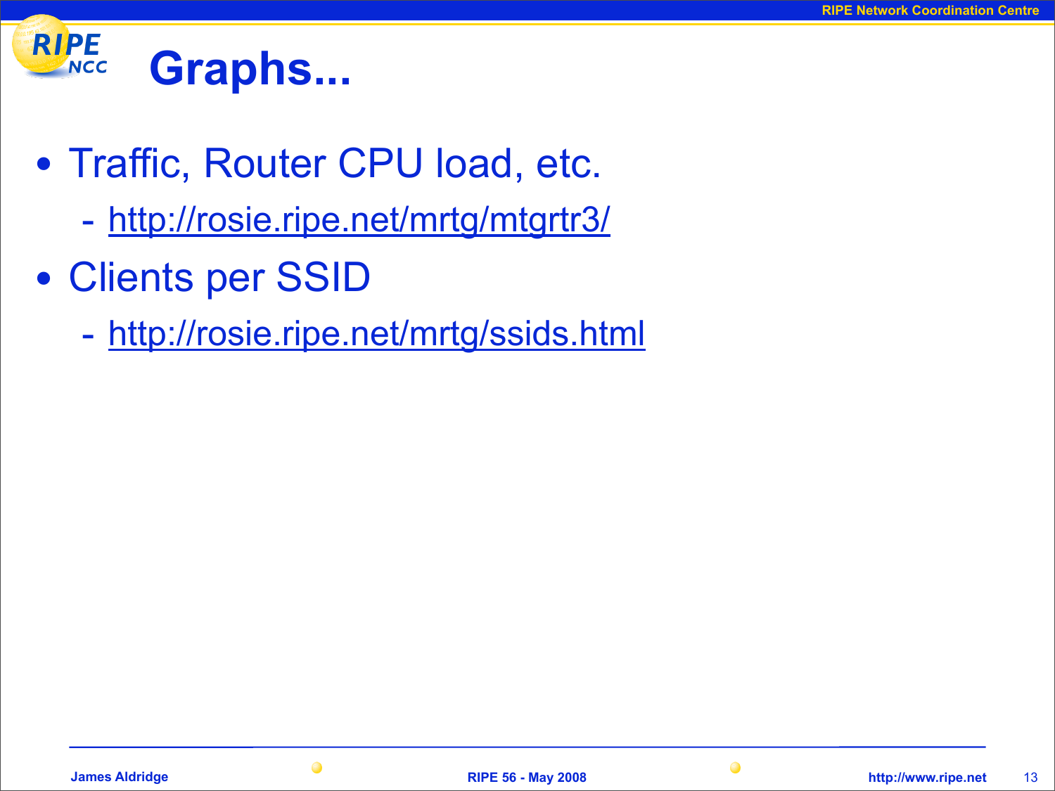# Graphs...

- Traffic, Router CPU load, etc.
  - http://rosie.ripe.net/mrtg/mtgrtr3/
- Clients per SSID
  - http://rosie.ripe.net/mrtg/ssids.html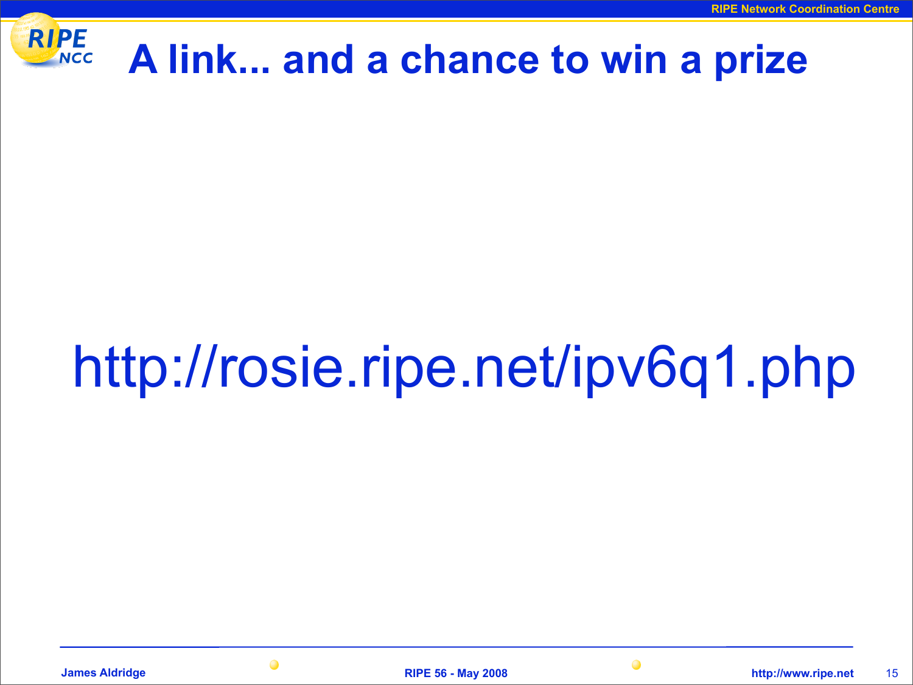# A link... and a chance to win a prize

http://rosie.ripe.net/ipv6q1.php